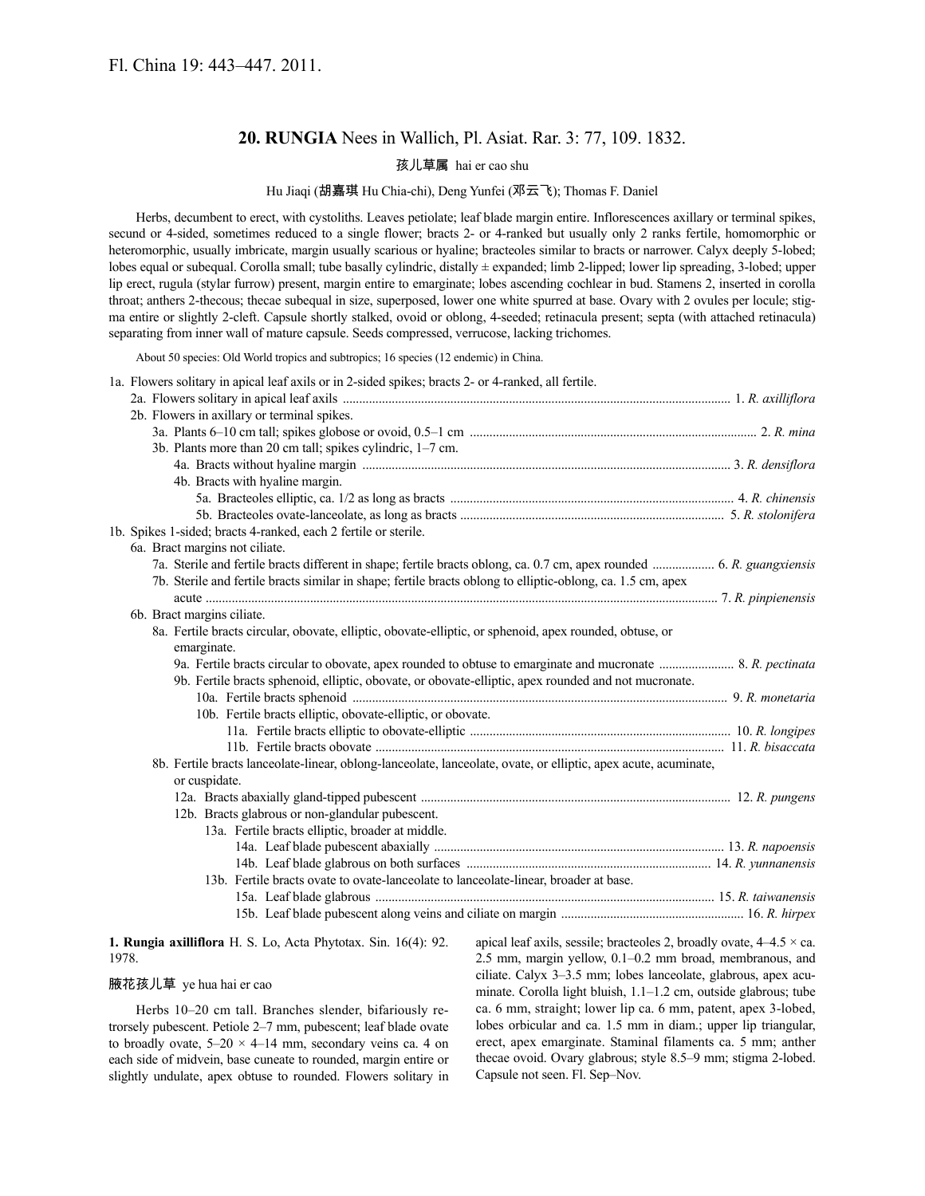Fl. China 19: 443–447. 2011.

## 20. RUNGIA Nees in Wallich, Pl. Asiat. Rar. 3: 77, 109. 1832.

孩儿草属 hai er cao shu

Hu Jiaqi (胡嘉琪 Hu Chia-chi), Deng Yunfei (邓云飞); Thomas F. Daniel

Herbs, decumbent to erect, with cystoliths. Leaves petiolate; leaf blade margin entire. Inflorescences axillary or terminal spikes, secund or 4-sided, sometimes reduced to a single flower; bracts 2- or 4-ranked but usually only 2 ranks fertile, homomorphic or heteromorphic, usually imbricate, margin usually scarious or hyaline; bracteoles similar to bracts or narrower. Calyx deeply 5-lobed; lobes equal or subequal. Corolla small; tube basally cylindric, distally ± expanded; limb 2-lipped; lower lip spreading, 3-lobed; upper lip erect, rugula (stylar furrow) present, margin entire to emarginate; lobes ascending cochlear in bud. Stamens 2, inserted in corolla throat; anthers 2-thecous; thecae subequal in size, superposed, lower one white spurred at base. Ovary with 2 ovules per locule; stigma entire or slightly 2-cleft. Capsule shortly stalked, ovoid or oblong, 4-seeded; retinacula present; septa (with attached retinacula) separating from inner wall of mature capsule. Seeds compressed, verrucose, lacking trichomes.

About 50 species: Old World tropics and subtropics; 16 species (12 endemic) in China.

1a. Flowers solitary in apical leaf axils or in 2-sided spikes; bracts 2- or 4-ranked, all fertile.
- 2a. Flowers solitary in apical leaf axils ..... 1. *R. axilliflora*
- 2b. Flowers in axillary or terminal spikes.
  - 3a. Plants 6–10 cm tall; spikes globose or ovoid, 0.5–1 cm ..... 2. *R. mina*
  - 3b. Plants more than 20 cm tall; spikes cylindric, 1–7 cm.
    - 4a. Bracts without hyaline margin ..... 3. *R. densiflora*
    - 4b. Bracts with hyaline margin.
      - 5a. Bracteoles elliptic, ca. 1/2 as long as bracts ..... 4. *R. chinensis*
      - 5b. Bracteoles ovate-lanceolate, as long as bracts ..... 5. *R. stolonifera*

1b. Spikes 1-sided; bracts 4-ranked, each 2 fertile or sterile.
- 6a. Bract margins not ciliate.
  - 7a. Sterile and fertile bracts different in shape; fertile bracts oblong, ca. 0.7 cm, apex rounded ..... 6. *R. guangxiensis*
  - 7b. Sterile and fertile bracts similar in shape; fertile bracts oblong to elliptic-oblong, ca. 1.5 cm, apex acute ..... 7. *R. pinpienensis*
- 6b. Bract margins ciliate.
  - 8a. Fertile bracts circular, obovate, elliptic, obovate-elliptic, or sphenoid, apex rounded, obtuse, or emarginate.
    - 9a. Fertile bracts circular to obovate, apex rounded to obtuse to emarginate and mucronate ..... 8. *R. pectinata*
    - 9b. Fertile bracts sphenoid, elliptic, obovate, or obovate-elliptic, apex rounded and not mucronate.
      - 10a. Fertile bracts sphenoid ..... 9. *R. monetaria*
      - 10b. Fertile bracts elliptic, obovate-elliptic, or obovate.
        - 11a. Fertile bracts elliptic to obovate-elliptic ..... 10. *R. longipes*
        - 11b. Fertile bracts obovate ..... 11. *R. bisaccata*
  - 8b. Fertile bracts lanceolate-linear, oblong-lanceolate, lanceolate, ovate, or elliptic, apex acute, acuminate, or cuspidate.
    - 12a. Bracts abaxially gland-tipped pubescent ..... 12. *R. pungens*
    - 12b. Bracts glabrous or non-glandular pubescent.
      - 13a. Fertile bracts elliptic, broader at middle.
        - 14a. Leaf blade pubescent abaxially ..... 13. *R. napoensis*
        - 14b. Leaf blade glabrous on both surfaces ..... 14. *R. yunnanensis*
      - 13b. Fertile bracts ovate to ovate-lanceolate to lanceolate-linear, broader at base.
        - 15a. Leaf blade glabrous ..... 15. *R. taiwanensis*
        - 15b. Leaf blade pubescent along veins and ciliate on margin ..... 16. *R. hirpex*

**1. Rungia axilliflora** H. S. Lo, Acta Phytotax. Sin. 16(4): 92. 1978.

腋花孩儿草 ye hua hai er cao

Herbs 10–20 cm tall. Branches slender, bifariously retrorsely pubescent. Petiole 2–7 mm, pubescent; leaf blade ovate to broadly ovate, 5–20 × 4–14 mm, secondary veins ca. 4 on each side of midvein, base cuneate to rounded, margin entire or slightly undulate, apex obtuse to rounded. Flowers solitary in apical leaf axils, sessile; bracteoles 2, broadly ovate, 4–4.5 × ca. 2.5 mm, margin yellow, 0.1–0.2 mm broad, membranous, and ciliate. Calyx 3–3.5 mm; lobes lanceolate, glabrous, apex acuminate. Corolla light bluish, 1.1–1.2 cm, outside glabrous; tube ca. 6 mm, straight; lower lip ca. 6 mm, patent, apex 3-lobed, lobes orbicular and ca. 1.5 mm in diam.; upper lip triangular, erect, apex emarginate. Staminal filaments ca. 5 mm; anther thecae ovoid. Ovary glabrous; style 8.5–9 mm; stigma 2-lobed. Capsule not seen. Fl. Sep–Nov.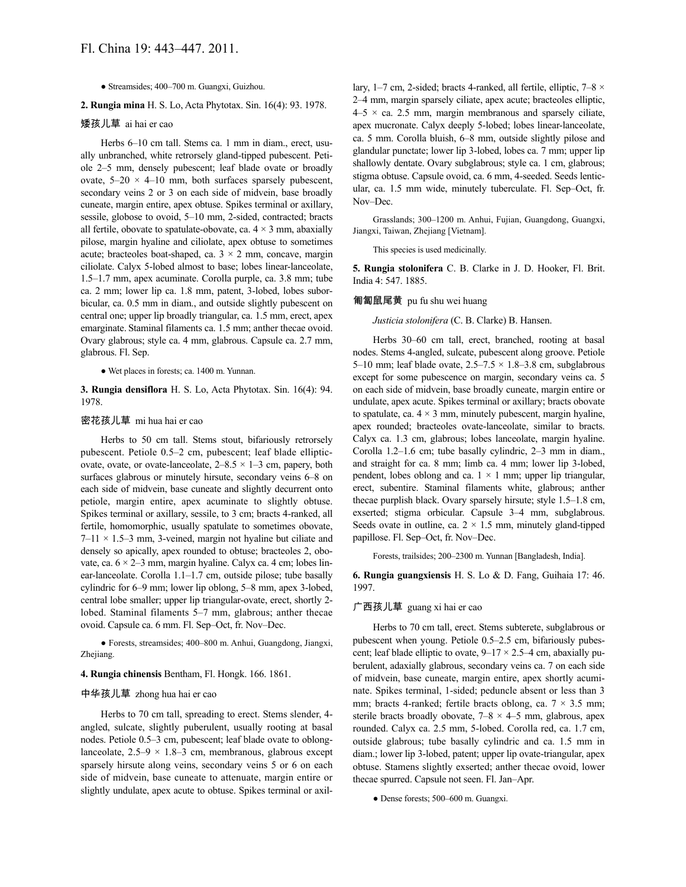● Streamsides; 400–700 m. Guangxi, Guizhou.

**2. Rungia mina** H. S. Lo, Acta Phytotax. Sin. 16(4): 93. 1978.

矮孩儿草 ai hai er cao

Herbs 6–10 cm tall. Stems ca. 1 mm in diam., erect, usually unbranched, white retrorsely gland-tipped pubescent. Petiole 2–5 mm, densely pubescent; leaf blade ovate or broadly ovate, 5–20 × 4–10 mm, both surfaces sparsely pubescent, secondary veins 2 or 3 on each side of midvein, base broadly cuneate, margin entire, apex obtuse. Spikes terminal or axillary, sessile, globose to ovoid, 5–10 mm, 2-sided, contracted; bracts all fertile, obovate to spatulate-obovate, ca. 4 × 3 mm, abaxially pilose, margin hyaline and ciliolate, apex obtuse to sometimes acute; bracteoles boat-shaped, ca. 3 × 2 mm, concave, margin ciliolate. Calyx 5-lobed almost to base; lobes linear-lanceolate, 1.5–1.7 mm, apex acuminate. Corolla purple, ca. 3.8 mm; tube ca. 2 mm; lower lip ca. 1.8 mm, patent, 3-lobed, lobes suborbicular, ca. 0.5 mm in diam., and outside slightly pubescent on central one; upper lip broadly triangular, ca. 1.5 mm, erect, apex emarginate. Staminal filaments ca. 1.5 mm; anther thecae ovoid. Ovary glabrous; style ca. 4 mm, glabrous. Capsule ca. 2.7 mm, glabrous. Fl. Sep.

● Wet places in forests; ca. 1400 m. Yunnan.

**3. Rungia densiflora** H. S. Lo, Acta Phytotax. Sin. 16(4): 94. 1978.

密花孩儿草 mi hua hai er cao

Herbs to 50 cm tall. Stems stout, bifariously retrorsely pubescent. Petiole 0.5–2 cm, pubescent; leaf blade elliptic-ovate, ovate, or ovate-lanceolate, 2–8.5 × 1–3 cm, papery, both surfaces glabrous or minutely hirsute, secondary veins 6–8 on each side of midvein, base cuneate and slightly decurrent onto petiole, margin entire, apex acuminate to slightly obtuse. Spikes terminal or axillary, sessile, to 3 cm; bracts 4-ranked, all fertile, homomorphic, usually spatulate to sometimes obovate, 7–11 × 1.5–3 mm, 3-veined, margin not hyaline but ciliate and densely so apically, apex rounded to obtuse; bracteoles 2, obovate, ca. 6 × 2–3 mm, margin hyaline. Calyx ca. 4 cm; lobes linear-lanceolate. Corolla 1.1–1.7 cm, outside pilose; tube basally cylindric for 6–9 mm; lower lip oblong, 5–8 mm, apex 3-lobed, central lobe smaller; upper lip triangular-ovate, erect, shortly 2-lobed. Staminal filaments 5–7 mm, glabrous; anther thecae ovoid. Capsule ca. 6 mm. Fl. Sep–Oct, fr. Nov–Dec.

● Forests, streamsides; 400–800 m. Anhui, Guangdong, Jiangxi, Zhejiang.

**4. Rungia chinensis** Bentham, Fl. Hongk. 166. 1861.

中华孩儿草 zhong hua hai er cao

Herbs to 70 cm tall, spreading to erect. Stems slender, 4-angled, sulcate, slightly puberulent, usually rooting at basal nodes. Petiole 0.5–3 cm, pubescent; leaf blade ovate to oblong-lanceolate, 2.5–9 × 1.8–3 cm, membranous, glabrous except sparsely hirsute along veins, secondary veins 5 or 6 on each side of midvein, base cuneate to attenuate, margin entire or slightly undulate, apex acute to obtuse. Spikes terminal or axillary, 1–7 cm, 2-sided; bracts 4-ranked, all fertile, elliptic, 7–8 × 2–4 mm, margin sparsely ciliate, apex acute; bracteoles elliptic, 4–5 × ca. 2.5 mm, margin membranous and sparsely ciliate, apex mucronate. Calyx deeply 5-lobed; lobes linear-lanceolate, ca. 5 mm. Corolla bluish, 6–8 mm, outside slightly pilose and glandular punctate; lower lip 3-lobed, lobes ca. 7 mm; upper lip shallowly dentate. Ovary subglabrous; style ca. 1 cm, glabrous; stigma obtuse. Capsule ovoid, ca. 6 mm, 4-seeded. Seeds lenticular, ca. 1.5 mm wide, minutely tuberculate. Fl. Sep–Oct, fr. Nov–Dec.

Grasslands; 300–1200 m. Anhui, Fujian, Guangdong, Guangxi, Jiangxi, Taiwan, Zhejiang [Vietnam].

This species is used medicinally.

**5. Rungia stolonifera** C. B. Clarke in J. D. Hooker, Fl. Brit. India 4: 547. 1885.

匍匐鼠尾黄 pu fu shu wei huang

*Justicia stolonifera* (C. B. Clarke) B. Hansen.

Herbs 30–60 cm tall, erect, branched, rooting at basal nodes. Stems 4-angled, sulcate, pubescent along groove. Petiole 5–10 mm; leaf blade ovate, 2.5–7.5 × 1.8–3.8 cm, subglabrous except for some pubescence on margin, secondary veins ca. 5 on each side of midvein, base broadly cuneate, margin entire or undulate, apex acute. Spikes terminal or axillary; bracts obovate to spatulate, ca. 4 × 3 mm, minutely pubescent, margin hyaline, apex rounded; bracteoles ovate-lanceolate, similar to bracts. Calyx ca. 1.3 cm, glabrous; lobes lanceolate, margin hyaline. Corolla 1.2–1.6 cm; tube basally cylindric, 2–3 mm in diam., and straight for ca. 8 mm; limb ca. 4 mm; lower lip 3-lobed, pendent, lobes oblong and ca. 1 × 1 mm; upper lip triangular, erect, subentire. Staminal filaments white, glabrous; anther thecae purplish black. Ovary sparsely hirsute; style 1.5–1.8 cm, exserted; stigma orbicular. Capsule 3–4 mm, subglabrous. Seeds ovate in outline, ca. 2 × 1.5 mm, minutely gland-tipped papillose. Fl. Sep–Oct, fr. Nov–Dec.

Forests, trailsides; 200–2300 m. Yunnan [Bangladesh, India].

**6. Rungia guangxiensis** H. S. Lo & D. Fang, Guihaia 17: 46. 1997.

广西孩儿草 guang xi hai er cao

Herbs to 70 cm tall, erect. Stems subterete, subglabrous or pubescent when young. Petiole 0.5–2.5 cm, bifariously pubescent; leaf blade elliptic to ovate, 9–17 × 2.5–4 cm, abaxially puberulent, adaxially glabrous, secondary veins ca. 7 on each side of midvein, base cuneate, margin entire, apex shortly acuminate. Spikes terminal, 1-sided; peduncle absent or less than 3 mm; bracts 4-ranked; fertile bracts oblong, ca. 7 × 3.5 mm; sterile bracts broadly obovate, 7–8 × 4–5 mm, glabrous, apex rounded. Calyx ca. 2.5 mm, 5-lobed. Corolla red, ca. 1.7 cm, outside glabrous; tube basally cylindric and ca. 1.5 mm in diam.; lower lip 3-lobed, patent; upper lip ovate-triangular, apex obtuse. Stamens slightly exserted; anther thecae ovoid, lower thecae spurred. Capsule not seen. Fl. Jan–Apr.

● Dense forests; 500–600 m. Guangxi.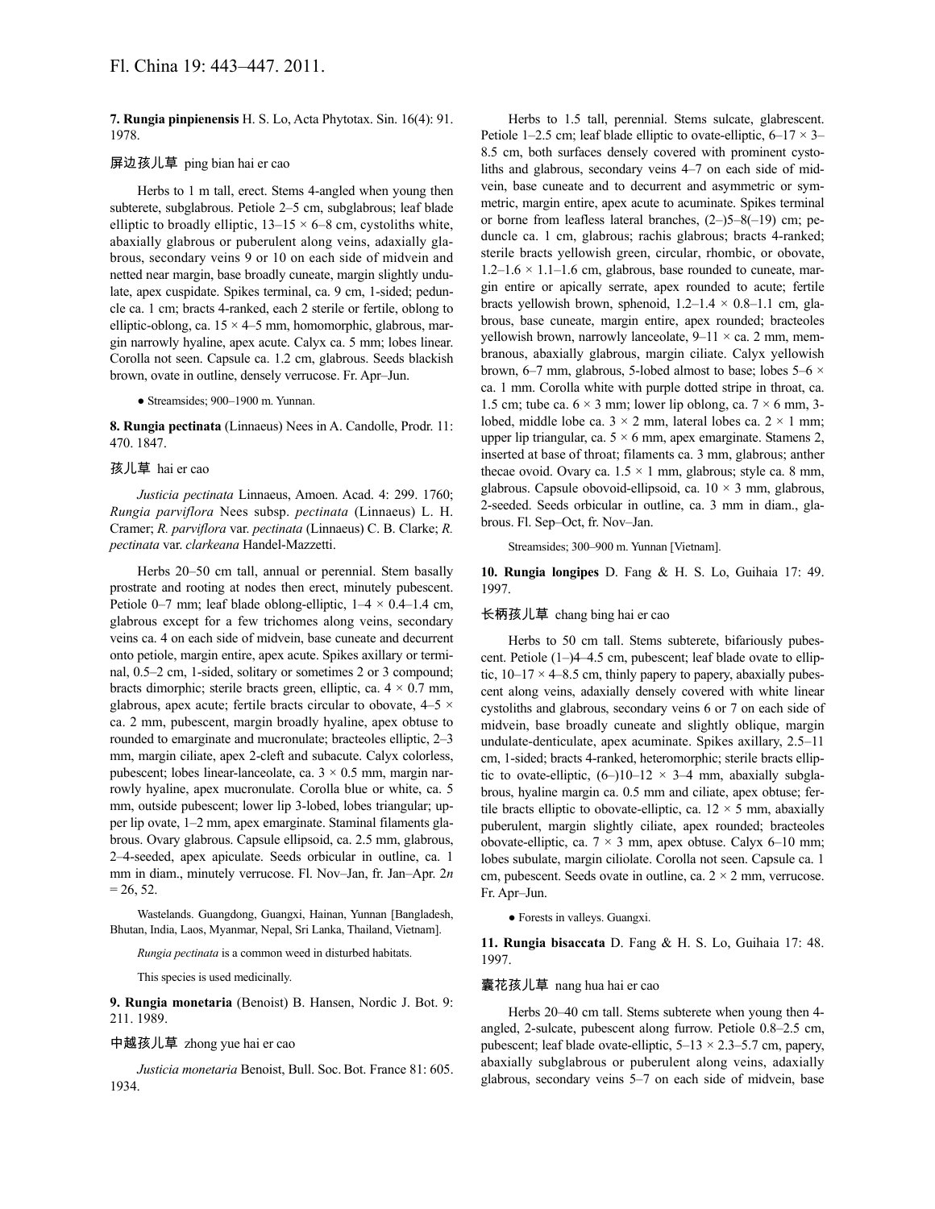**7. Rungia pinpienensis** H. S. Lo, Acta Phytotax. Sin. 16(4): 91. 1978.

屏边孩儿草 ping bian hai er cao

Herbs to 1 m tall, erect. Stems 4-angled when young then subterete, subglabrous. Petiole 2–5 cm, subglabrous; leaf blade elliptic to broadly elliptic, 13–15 × 6–8 cm, cystoliths white, abaxially glabrous or puberulent along veins, adaxially glabrous, secondary veins 9 or 10 on each side of midvein and netted near margin, base broadly cuneate, margin slightly undulate, apex cuspidate. Spikes terminal, ca. 9 cm, 1-sided; peduncle ca. 1 cm; bracts 4-ranked, each 2 sterile or fertile, oblong to elliptic-oblong, ca. 15 × 4–5 mm, homomorphic, glabrous, margin narrowly hyaline, apex acute. Calyx ca. 5 mm; lobes linear. Corolla not seen. Capsule ca. 1.2 cm, glabrous. Seeds blackish brown, ovate in outline, densely verrucose. Fr. Apr–Jun.

● Streamsides; 900–1900 m. Yunnan.

**8. Rungia pectinata** (Linnaeus) Nees in A. Candolle, Prodr. 11: 470. 1847.

孩儿草 hai er cao

*Justicia pectinata* Linnaeus, Amoen. Acad. 4: 299. 1760; *Rungia parviflora* Nees subsp. *pectinata* (Linnaeus) L. H. Cramer; *R. parviflora* var. *pectinata* (Linnaeus) C. B. Clarke; *R. pectinata* var. *clarkeana* Handel-Mazzetti.

Herbs 20–50 cm tall, annual or perennial. Stem basally prostrate and rooting at nodes then erect, minutely pubescent. Petiole 0–7 mm; leaf blade oblong-elliptic, 1–4 × 0.4–1.4 cm, glabrous except for a few trichomes along veins, secondary veins ca. 4 on each side of midvein, base cuneate and decurrent onto petiole, margin entire, apex acute. Spikes axillary or terminal, 0.5–2 cm, 1-sided, solitary or sometimes 2 or 3 compound; bracts dimorphic; sterile bracts green, elliptic, ca. 4 × 0.7 mm, glabrous, apex acute; fertile bracts circular to obovate, 4–5 × ca. 2 mm, pubescent, margin broadly hyaline, apex obtuse to rounded to emarginate and mucronulate; bracteoles elliptic, 2–3 mm, margin ciliate, apex 2-cleft and subacute. Calyx colorless, pubescent; lobes linear-lanceolate, ca. 3 × 0.5 mm, margin narrowly hyaline, apex mucronulate. Corolla blue or white, ca. 5 mm, outside pubescent; lower lip 3-lobed, lobes triangular; upper lip ovate, 1–2 mm, apex emarginate. Staminal filaments glabrous. Ovary glabrous. Capsule ellipsoid, ca. 2.5 mm, glabrous, 2–4-seeded, apex apiculate. Seeds orbicular in outline, ca. 1 mm in diam., minutely verrucose. Fl. Nov–Jan, fr. Jan–Apr. 2*n* = 26, 52.

Wastelands. Guangdong, Guangxi, Hainan, Yunnan [Bangladesh, Bhutan, India, Laos, Myanmar, Nepal, Sri Lanka, Thailand, Vietnam].

*Rungia pectinata* is a common weed in disturbed habitats.

This species is used medicinally.

**9. Rungia monetaria** (Benoist) B. Hansen, Nordic J. Bot. 9: 211. 1989.

中越孩儿草 zhong yue hai er cao

*Justicia monetaria* Benoist, Bull. Soc. Bot. France 81: 605. 1934.

Herbs to 1.5 tall, perennial. Stems sulcate, glabrescent. Petiole 1–2.5 cm; leaf blade elliptic to ovate-elliptic, 6–17 × 3–8.5 cm, both surfaces densely covered with prominent cystoliths and glabrous, secondary veins 4–7 on each side of midvein, base cuneate and to decurrent and asymmetric or symmetric, margin entire, apex acute to acuminate. Spikes terminal or borne from leafless lateral branches, (2–)5–8(–19) cm; peduncle ca. 1 cm, glabrous; rachis glabrous; bracts 4-ranked; sterile bracts yellowish green, circular, rhombic, or obovate, 1.2–1.6 × 1.1–1.6 cm, glabrous, base rounded to cuneate, margin entire or apically serrate, apex rounded to acute; fertile bracts yellowish brown, sphenoid, 1.2–1.4 × 0.8–1.1 cm, glabrous, base cuneate, margin entire, apex rounded; bracteoles yellowish brown, narrowly lanceolate, 9–11 × ca. 2 mm, membranous, abaxially glabrous, margin ciliate. Calyx yellowish brown, 6–7 mm, glabrous, 5-lobed almost to base; lobes 5–6 × ca. 1 mm. Corolla white with purple dotted stripe in throat, ca. 1.5 cm; tube ca. 6 × 3 mm; lower lip oblong, ca. 7 × 6 mm, 3-lobed, middle lobe ca. 3 × 2 mm, lateral lobes ca. 2 × 1 mm; upper lip triangular, ca. 5 × 6 mm, apex emarginate. Stamens 2, inserted at base of throat; filaments ca. 3 mm, glabrous; anther thecae ovoid. Ovary ca. 1.5 × 1 mm, glabrous; style ca. 8 mm, glabrous. Capsule obovoid-ellipsoid, ca. 10 × 3 mm, glabrous, 2-seeded. Seeds orbicular in outline, ca. 3 mm in diam., glabrous. Fl. Sep–Oct, fr. Nov–Jan.

Streamsides; 300–900 m. Yunnan [Vietnam].

**10. Rungia longipes** D. Fang & H. S. Lo, Guihaia 17: 49. 1997.

长柄孩儿草 chang bing hai er cao

Herbs to 50 cm tall. Stems subterete, bifariously pubescent. Petiole (1–)4–4.5 cm, pubescent; leaf blade ovate to elliptic, 10–17 × 4–8.5 cm, thinly papery to papery, abaxially pubescent along veins, adaxially densely covered with white linear cystoliths and glabrous, secondary veins 6 or 7 on each side of midvein, base broadly cuneate and slightly oblique, margin undulate-denticulate, apex acuminate. Spikes axillary, 2.5–11 cm, 1-sided; bracts 4-ranked, heteromorphic; sterile bracts elliptic to ovate-elliptic, (6–)10–12 × 3–4 mm, abaxially subglabrous, hyaline margin ca. 0.5 mm and ciliate, apex obtuse; fertile bracts elliptic to obovate-elliptic, ca. 12 × 5 mm, abaxially puberulent, margin slightly ciliate, apex rounded; bracteoles obovate-elliptic, ca. 7 × 3 mm, apex obtuse. Calyx 6–10 mm; lobes subulate, margin ciliolate. Corolla not seen. Capsule ca. 1 cm, pubescent. Seeds ovate in outline, ca. 2 × 2 mm, verrucose. Fr. Apr–Jun.

● Forests in valleys. Guangxi.

**11. Rungia bisaccata** D. Fang & H. S. Lo, Guihaia 17: 48. 1997.

囊花孩儿草 nang hua hai er cao

Herbs 20–40 cm tall. Stems subterete when young then 4-angled, 2-sulcate, pubescent along furrow. Petiole 0.8–2.5 cm, pubescent; leaf blade ovate-elliptic, 5–13 × 2.3–5.7 cm, papery, abaxially subglabrous or puberulent along veins, adaxially glabrous, secondary veins 5–7 on each side of midvein, base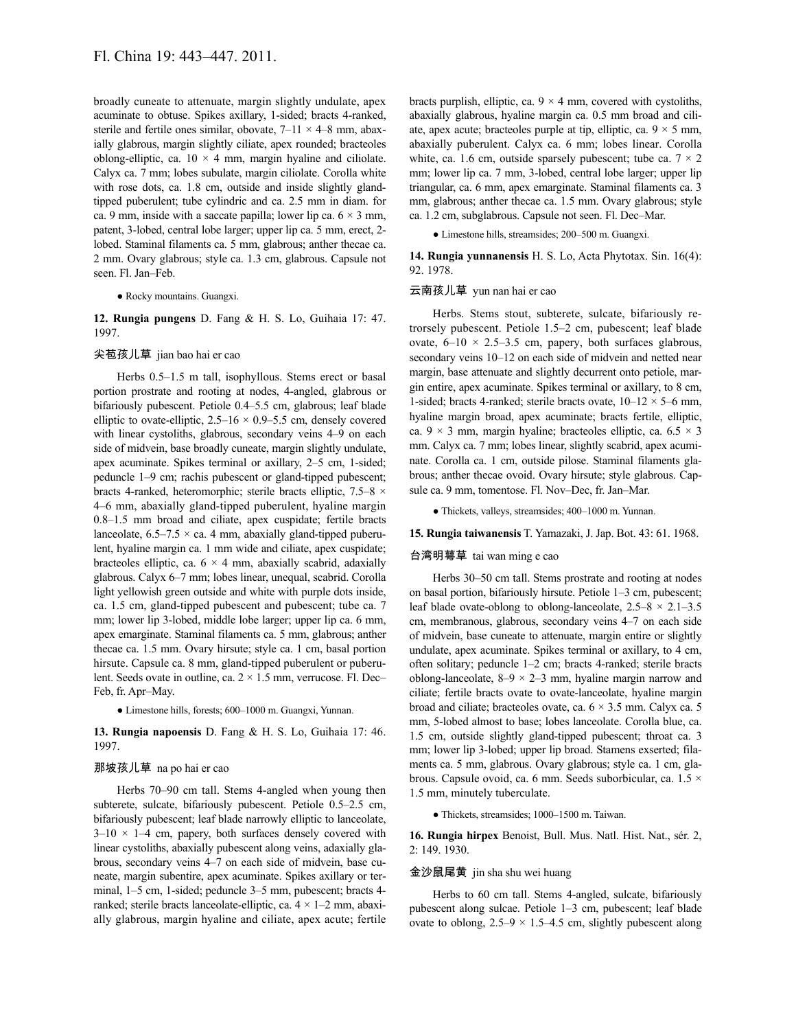broadly cuneate to attenuate, margin slightly undulate, apex acuminate to obtuse. Spikes axillary, 1-sided; bracts 4-ranked, sterile and fertile ones similar, obovate, 7–11 × 4–8 mm, abaxially glabrous, margin slightly ciliate, apex rounded; bracteoles oblong-elliptic, ca. 10 × 4 mm, margin hyaline and ciliolate. Calyx ca. 7 mm; lobes subulate, margin ciliolate. Corolla white with rose dots, ca. 1.8 cm, outside and inside slightly gland-tipped puberulent; tube cylindric and ca. 2.5 mm in diam. for ca. 9 mm, inside with a saccate papilla; lower lip ca. 6 × 3 mm, patent, 3-lobed, central lobe larger; upper lip ca. 5 mm, erect, 2-lobed. Staminal filaments ca. 5 mm, glabrous; anther thecae ca. 2 mm. Ovary glabrous; style ca. 1.3 cm, glabrous. Capsule not seen. Fl. Jan–Feb.

● Rocky mountains. Guangxi.

**12. Rungia pungens** D. Fang & H. S. Lo, Guihaia 17: 47. 1997.

尖苞孩儿草 jian bao hai er cao

Herbs 0.5–1.5 m tall, isophyllous. Stems erect or basal portion prostrate and rooting at nodes, 4-angled, glabrous or bifariously pubescent. Petiole 0.4–5.5 cm, glabrous; leaf blade elliptic to ovate-elliptic, 2.5–16 × 0.9–5.5 cm, densely covered with linear cystoliths, glabrous, secondary veins 4–9 on each side of midvein, base broadly cuneate, margin slightly undulate, apex acuminate. Spikes terminal or axillary, 2–5 cm, 1-sided; peduncle 1–9 cm; rachis pubescent or gland-tipped pubescent; bracts 4-ranked, heteromorphic; sterile bracts elliptic, 7.5–8 × 4–6 mm, abaxially gland-tipped puberulent, hyaline margin 0.8–1.5 mm broad and ciliate, apex cuspidate; fertile bracts lanceolate, 6.5–7.5 × ca. 4 mm, abaxially gland-tipped puberulent, hyaline margin ca. 1 mm wide and ciliate, apex cuspidate; bracteoles elliptic, ca. 6 × 4 mm, abaxially scabrid, adaxially glabrous. Calyx 6–7 mm; lobes linear, unequal, scabrid. Corolla light yellowish green outside and white with purple dots inside, ca. 1.5 cm, gland-tipped pubescent and pubescent; tube ca. 7 mm; lower lip 3-lobed, middle lobe larger; upper lip ca. 6 mm, apex emarginate. Staminal filaments ca. 5 mm, glabrous; anther thecae ca. 1.5 mm. Ovary hirsute; style ca. 1 cm, basal portion hirsute. Capsule ca. 8 mm, gland-tipped puberulent or puberulent. Seeds ovate in outline, ca. 2 × 1.5 mm, verrucose. Fl. Dec–Feb, fr. Apr–May.

● Limestone hills, forests; 600–1000 m. Guangxi, Yunnan.

**13. Rungia napoensis** D. Fang & H. S. Lo, Guihaia 17: 46. 1997.

那坡孩儿草 na po hai er cao

Herbs 70–90 cm tall. Stems 4-angled when young then subterete, sulcate, bifariously pubescent. Petiole 0.5–2.5 cm, bifariously pubescent; leaf blade narrowly elliptic to lanceolate, 3–10 × 1–4 cm, papery, both surfaces densely covered with linear cystoliths, abaxially pubescent along veins, adaxially glabrous, secondary veins 4–7 on each side of midvein, base cuneate, margin subentire, apex acuminate. Spikes axillary or terminal, 1–5 cm, 1-sided; peduncle 3–5 mm, pubescent; bracts 4-ranked; sterile bracts lanceolate-elliptic, ca. 4 × 1–2 mm, abaxially glabrous, margin hyaline and ciliate, apex acute; fertile bracts purplish, elliptic, ca. 9 × 4 mm, covered with cystoliths, abaxially glabrous, hyaline margin ca. 0.5 mm broad and ciliate, apex acute; bracteoles purple at tip, elliptic, ca. 9 × 5 mm, abaxially puberulent. Calyx ca. 6 mm; lobes linear. Corolla white, ca. 1.6 cm, outside sparsely pubescent; tube ca. 7 × 2 mm; lower lip ca. 7 mm, 3-lobed, central lobe larger; upper lip triangular, ca. 6 mm, apex emarginate. Staminal filaments ca. 3 mm, glabrous; anther thecae ca. 1.5 mm. Ovary glabrous; style ca. 1.2 cm, subglabrous. Capsule not seen. Fl. Dec–Mar.

● Limestone hills, streamsides; 200–500 m. Guangxi.

**14. Rungia yunnanensis** H. S. Lo, Acta Phytotax. Sin. 16(4): 92. 1978.

云南孩儿草 yun nan hai er cao

Herbs. Stems stout, subterete, sulcate, bifariously retrorsely pubescent. Petiole 1.5–2 cm, pubescent; leaf blade ovate, 6–10 × 2.5–3.5 cm, papery, both surfaces glabrous, secondary veins 10–12 on each side of midvein and netted near margin, base attenuate and slightly decurrent onto petiole, margin entire, apex acuminate. Spikes terminal or axillary, to 8 cm, 1-sided; bracts 4-ranked; sterile bracts ovate, 10–12 × 5–6 mm, hyaline margin broad, apex acuminate; bracts fertile, elliptic, ca. 9 × 3 mm, margin hyaline; bracteoles elliptic, ca. 6.5 × 3 mm. Calyx ca. 7 mm; lobes linear, slightly scabrid, apex acuminate. Corolla ca. 1 cm, outside pilose. Staminal filaments glabrous; anther thecae ovoid. Ovary hirsute; style glabrous. Capsule ca. 9 mm, tomentose. Fl. Nov–Dec, fr. Jan–Mar.

● Thickets, valleys, streamsides; 400–1000 m. Yunnan.

**15. Rungia taiwanensis** T. Yamazaki, J. Jap. Bot. 43: 61. 1968.

台湾明萼草 tai wan ming e cao

Herbs 30–50 cm tall. Stems prostrate and rooting at nodes on basal portion, bifariously hirsute. Petiole 1–3 cm, pubescent; leaf blade ovate-oblong to oblong-lanceolate, 2.5–8 × 2.1–3.5 cm, membranous, glabrous, secondary veins 4–7 on each side of midvein, base cuneate to attenuate, margin entire or slightly undulate, apex acuminate. Spikes terminal or axillary, to 4 cm, often solitary; peduncle 1–2 cm; bracts 4-ranked; sterile bracts oblong-lanceolate, 8–9 × 2–3 mm, hyaline margin narrow and ciliate; fertile bracts ovate to ovate-lanceolate, hyaline margin broad and ciliate; bracteoles ovate, ca. 6 × 3.5 mm. Calyx ca. 5 mm, 5-lobed almost to base; lobes lanceolate. Corolla blue, ca. 1.5 cm, outside slightly gland-tipped pubescent; throat ca. 3 mm; lower lip 3-lobed; upper lip broad. Stamens exserted; filaments ca. 5 mm, glabrous. Ovary glabrous; style ca. 1 cm, glabrous. Capsule ovoid, ca. 6 mm. Seeds suborbicular, ca. 1.5 × 1.5 mm, minutely tuberculate.

● Thickets, streamsides; 1000–1500 m. Taiwan.

**16. Rungia hirpex** Benoist, Bull. Mus. Natl. Hist. Nat., sér. 2, 2: 149. 1930.

金沙鼠尾黄 jin sha shu wei huang

Herbs to 60 cm tall. Stems 4-angled, sulcate, bifariously pubescent along sulcae. Petiole 1–3 cm, pubescent; leaf blade ovate to oblong, 2.5–9 × 1.5–4.5 cm, slightly pubescent along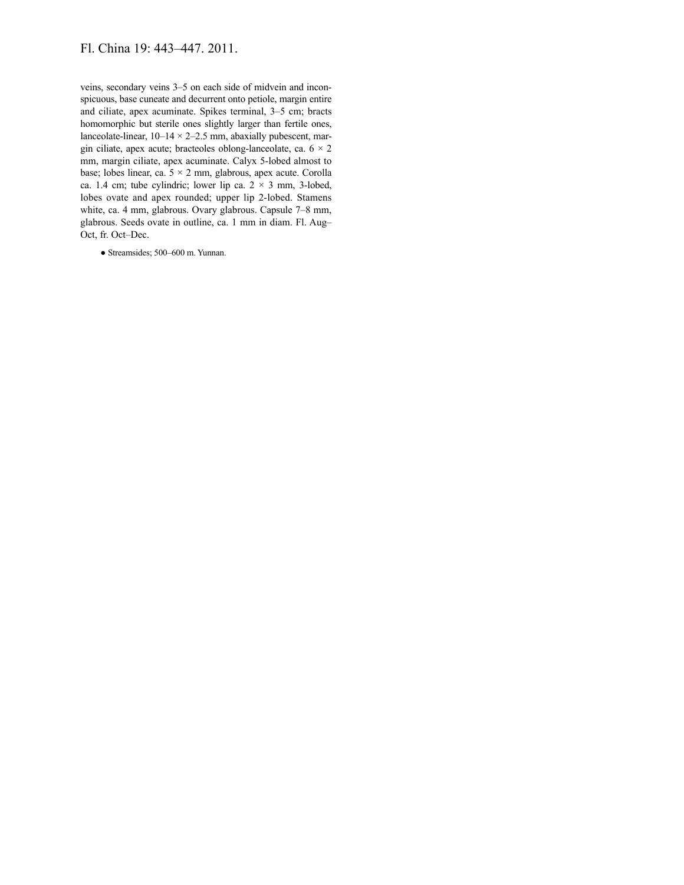veins, secondary veins 3–5 on each side of midvein and inconspicuous, base cuneate and decurrent onto petiole, margin entire and ciliate, apex acuminate. Spikes terminal, 3–5 cm; bracts homomorphic but sterile ones slightly larger than fertile ones, lanceolate-linear, 10–14 × 2–2.5 mm, abaxially pubescent, margin ciliate, apex acute; bracteoles oblong-lanceolate, ca. 6 × 2 mm, margin ciliate, apex acuminate. Calyx 5-lobed almost to base; lobes linear, ca. 5 × 2 mm, glabrous, apex acute. Corolla ca. 1.4 cm; tube cylindric; lower lip ca. 2 × 3 mm, 3-lobed, lobes ovate and apex rounded; upper lip 2-lobed. Stamens white, ca. 4 mm, glabrous. Ovary glabrous. Capsule 7–8 mm, glabrous. Seeds ovate in outline, ca. 1 mm in diam. Fl. Aug–Oct, fr. Oct–Dec.

● Streamsides; 500–600 m. Yunnan.